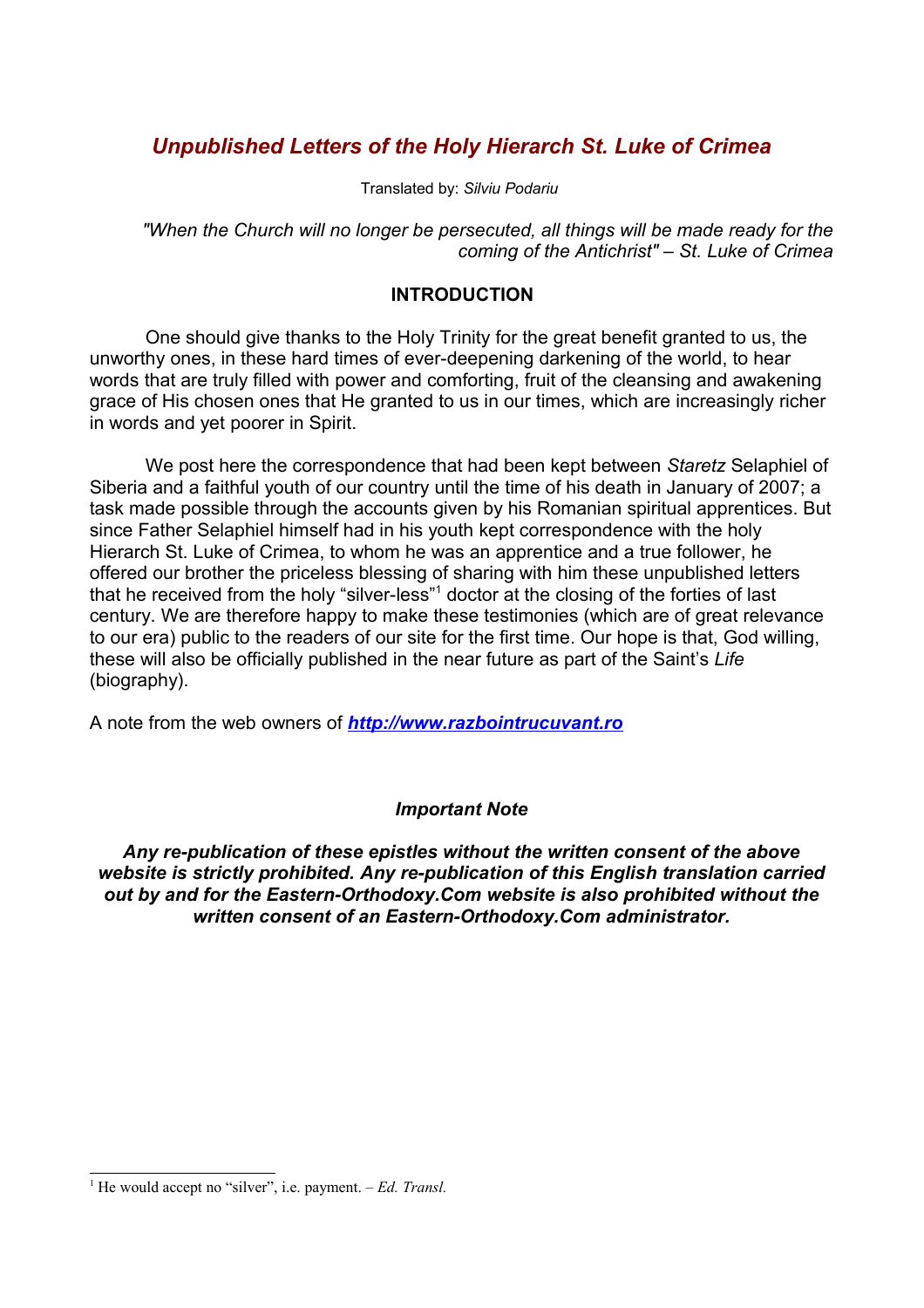# *Unpublished Letters of the Holy Hierarch St. Luke of Crimea*

Translated by: *Silviu Podariu*

*"When the Church will no longer be persecuted, all things will be made ready for the coming of the Antichrist" – St. Luke of Crimea*

## INTRODUCTION

One should give thanks to the Holy Trinity for the great benefit granted to us, the unworthy ones, in these hard times of ever-deepening darkening of the world, to hear words that are truly filled with power and comforting, fruit of the cleansing and awakening grace of His chosen ones that He granted to us in our times, which are increasingly richer in words and yet poorer in Spirit.

We post here the correspondence that had been kept between *Staretz* Selaphiel of Siberia and a faithful youth of our country until the time of his death in January of 2007; a task made possible through the accounts given by his Romanian spiritual apprentices. But since Father Selaphiel himself had in his youth kept correspondence with the holy Hierarch St. Luke of Crimea, to whom he was an apprentice and a true follower, he offered our brother the priceless blessing of sharing with him these unpublished letters that he received from the holy "silver-less"[1] doctor at the closing of the forties of last century. We are therefore happy to make these testimonies (which are of great relevance to our era) public to the readers of our site for the first time. Our hope is that, God willing, these will also be officially published in the near future as part of the Saint's *Life* (biography).

A note from the web owners of ***http://www.razbointrucuvant.ro***

***Important Note***

***Any re-publication of these epistles without the written consent of the above website is strictly prohibited. Any re-publication of this English translation carried out by and for the Eastern-Orthodoxy.Com website is also prohibited without the written consent of an Eastern-Orthodoxy.Com administrator.***

---

[1] He would accept no "silver", i.e. payment. – *Ed. Transl.*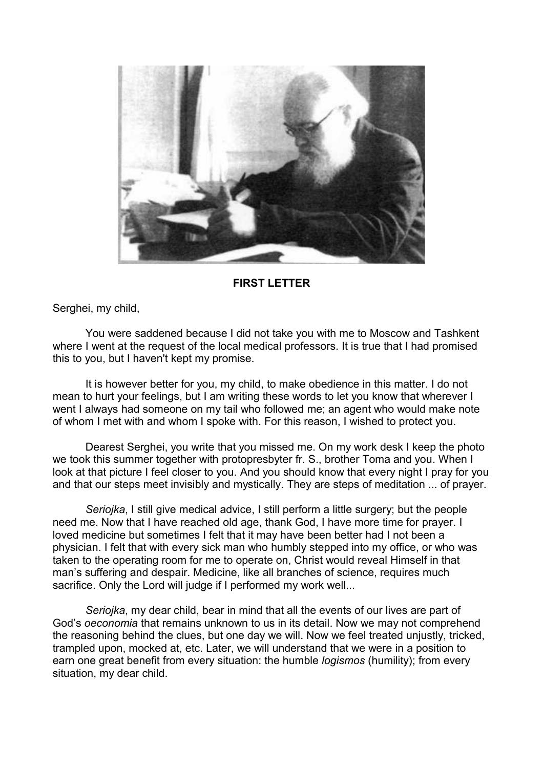**FIRST LETTER**

Serghei, my child,

You were saddened because I did not take you with me to Moscow and Tashkent where I went at the request of the local medical professors. It is true that I had promised this to you, but I haven't kept my promise.

It is however better for you, my child, to make obedience in this matter. I do not mean to hurt your feelings, but I am writing these words to let you know that wherever I went I always had someone on my tail who followed me; an agent who would make note of whom I met with and whom I spoke with. For this reason, I wished to protect you.

Dearest Serghei, you write that you missed me. On my work desk I keep the photo we took this summer together with protopresbyter fr. S., brother Toma and you. When I look at that picture I feel closer to you. And you should know that every night I pray for you and that our steps meet invisibly and mystically. They are steps of meditation ... of prayer.

*Seriojka*, I still give medical advice, I still perform a little surgery; but the people need me. Now that I have reached old age, thank God, I have more time for prayer. I loved medicine but sometimes I felt that it may have been better had I not been a physician. I felt that with every sick man who humbly stepped into my office, or who was taken to the operating room for me to operate on, Christ would reveal Himself in that man's suffering and despair. Medicine, like all branches of science, requires much sacrifice. Only the Lord will judge if I performed my work well...

*Seriojka*, my dear child, bear in mind that all the events of our lives are part of God's *oeconomia* that remains unknown to us in its detail. Now we may not comprehend the reasoning behind the clues, but one day we will. Now we feel treated unjustly, tricked, trampled upon, mocked at, etc. Later, we will understand that we were in a position to earn one great benefit from every situation: the humble *logismos* (humility); from every situation, my dear child.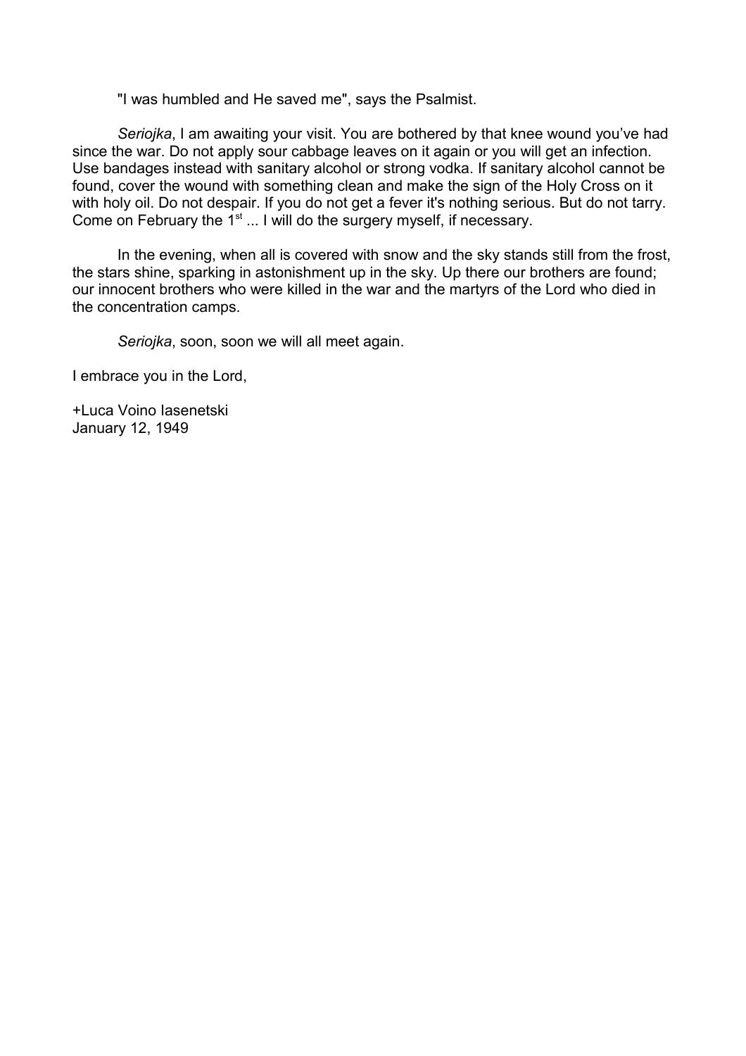"I was humbled and He saved me", says the Psalmist.

*Seriojka*, I am awaiting your visit. You are bothered by that knee wound you've had since the war. Do not apply sour cabbage leaves on it again or you will get an infection. Use bandages instead with sanitary alcohol or strong vodka. If sanitary alcohol cannot be found, cover the wound with something clean and make the sign of the Holy Cross on it with holy oil. Do not despair. If you do not get a fever it's nothing serious. But do not tarry. Come on February the 1st ... I will do the surgery myself, if necessary.

In the evening, when all is covered with snow and the sky stands still from the frost, the stars shine, sparking in astonishment up in the sky. Up there our brothers are found; our innocent brothers who were killed in the war and the martyrs of the Lord who died in the concentration camps.

*Seriojka*, soon, soon we will all meet again.

I embrace you in the Lord,

+Luca Voino Iasenetski
January 12, 1949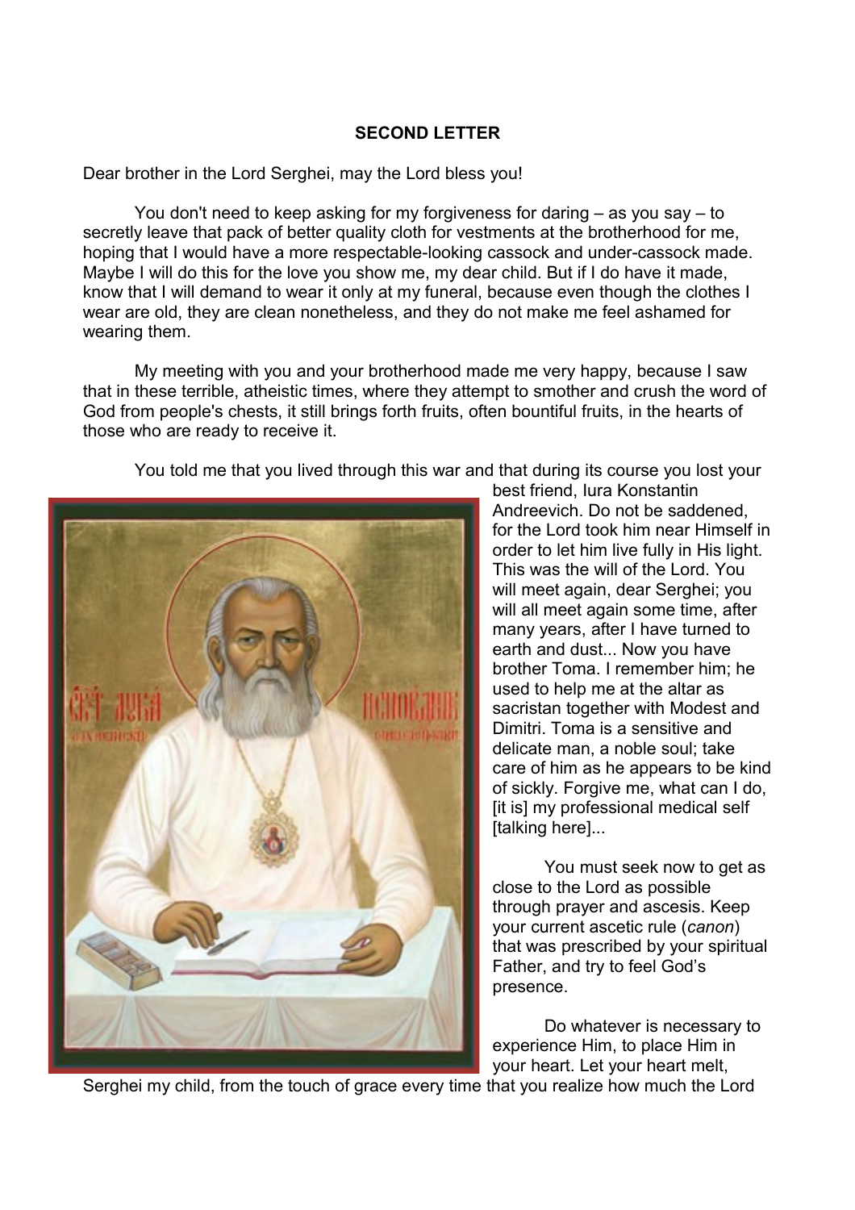**SECOND LETTER**

Dear brother in the Lord Serghei, may the Lord bless you!

You don't need to keep asking for my forgiveness for daring – as you say – to secretly leave that pack of better quality cloth for vestments at the brotherhood for me, hoping that I would have a more respectable-looking cassock and under-cassock made. Maybe I will do this for the love you show me, my dear child. But if I do have it made, know that I will demand to wear it only at my funeral, because even though the clothes I wear are old, they are clean nonetheless, and they do not make me feel ashamed for wearing them.

My meeting with you and your brotherhood made me very happy, because I saw that in these terrible, atheistic times, where they attempt to smother and crush the word of God from people's chests, it still brings forth fruits, often bountiful fruits, in the hearts of those who are ready to receive it.

You told me that you lived through this war and that during its course you lost your best friend, Iura Konstantin Andreevich. Do not be saddened, for the Lord took him near Himself in order to let him live fully in His light. This was the will of the Lord. You will meet again, dear Serghei; you will all meet again some time, after many years, after I have turned to earth and dust... Now you have brother Toma. I remember him; he used to help me at the altar as sacristan together with Modest and Dimitri. Toma is a sensitive and delicate man, a noble soul; take care of him as he appears to be kind of sickly. Forgive me, what can I do, [it is] my professional medical self [talking here]...

You must seek now to get as close to the Lord as possible through prayer and ascesis. Keep your current ascetic rule (*canon*) that was prescribed by your spiritual Father, and try to feel God's presence.

Do whatever is necessary to experience Him, to place Him in your heart. Let your heart melt, Serghei my child, from the touch of grace every time that you realize how much the Lord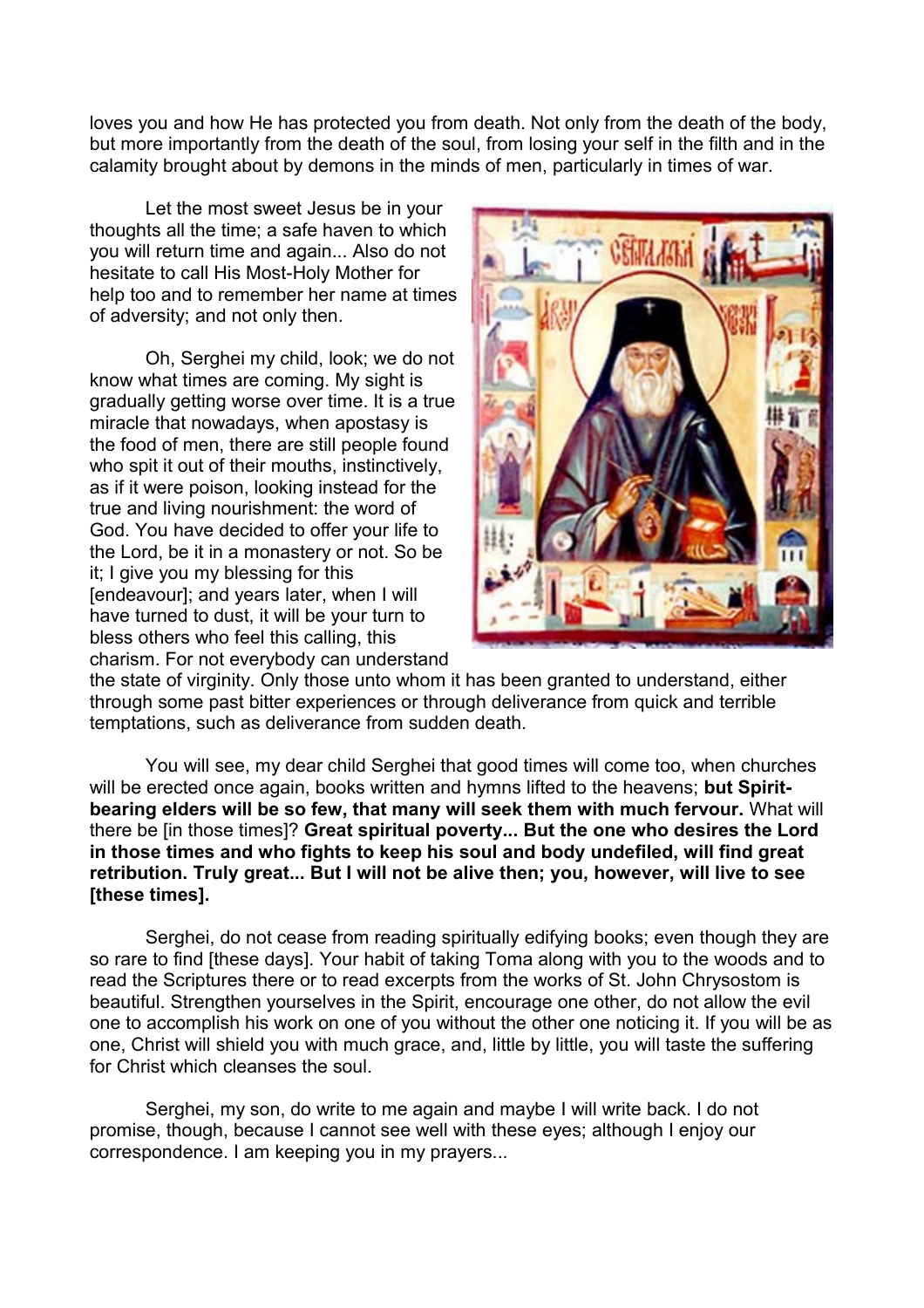loves you and how He has protected you from death. Not only from the death of the body, but more importantly from the death of the soul, from losing your self in the filth and in the calamity brought about by demons in the minds of men, particularly in times of war.

Let the most sweet Jesus be in your thoughts all the time; a safe haven to which you will return time and again... Also do not hesitate to call His Most-Holy Mother for help too and to remember her name at times of adversity; and not only then.

Oh, Serghei my child, look; we do not know what times are coming. My sight is gradually getting worse over time. It is a true miracle that nowadays, when apostasy is the food of men, there are still people found who spit it out of their mouths, instinctively, as if it were poison, looking instead for the true and living nourishment: the word of God. You have decided to offer your life to the Lord, be it in a monastery or not. So be it; I give you my blessing for this [endeavour]; and years later, when I will have turned to dust, it will be your turn to bless others who feel this calling, this charism. For not everybody can understand the state of virginity. Only those unto whom it has been granted to understand, either through some past bitter experiences or through deliverance from quick and terrible temptations, such as deliverance from sudden death.

You will see, my dear child Serghei that good times will come too, when churches will be erected once again, books written and hymns lifted to the heavens; **but Spirit-bearing elders will be so few, that many will seek them with much fervour.** What will there be [in those times]? **Great spiritual poverty... But the one who desires the Lord in those times and who fights to keep his soul and body undefiled, will find great retribution. Truly great... But I will not be alive then; you, however, will live to see [these times].**

Serghei, do not cease from reading spiritually edifying books; even though they are so rare to find [these days]. Your habit of taking Toma along with you to the woods and to read the Scriptures there or to read excerpts from the works of St. John Chrysostom is beautiful. Strengthen yourselves in the Spirit, encourage one other, do not allow the evil one to accomplish his work on one of you without the other one noticing it. If you will be as one, Christ will shield you with much grace, and, little by little, you will taste the suffering for Christ which cleanses the soul.

Serghei, my son, do write to me again and maybe I will write back. I do not promise, though, because I cannot see well with these eyes; although I enjoy our correspondence. I am keeping you in my prayers...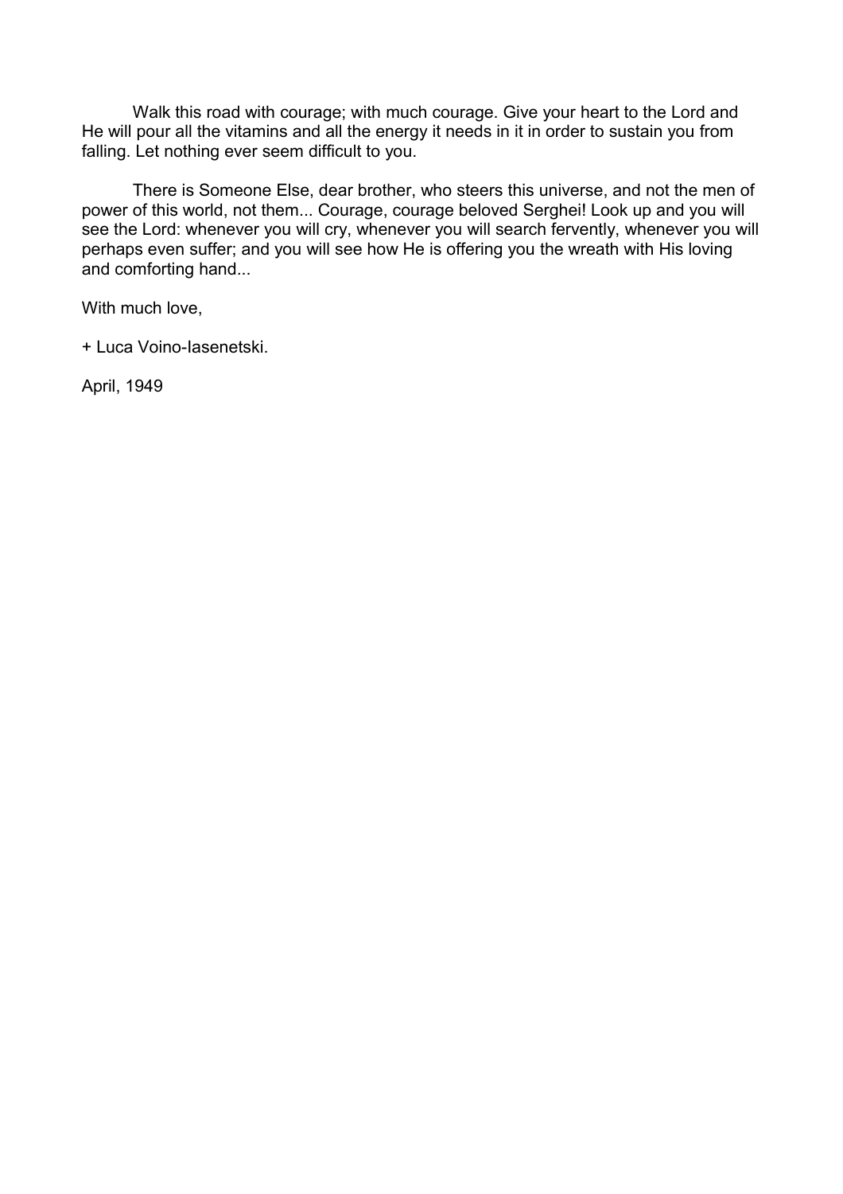Walk this road with courage; with much courage. Give your heart to the Lord and He will pour all the vitamins and all the energy it needs in it in order to sustain you from falling. Let nothing ever seem difficult to you.

There is Someone Else, dear brother, who steers this universe, and not the men of power of this world, not them... Courage, courage beloved Serghei! Look up and you will see the Lord: whenever you will cry, whenever you will search fervently, whenever you will perhaps even suffer; and you will see how He is offering you the wreath with His loving and comforting hand...

With much love,

+ Luca Voino-Iasenetski.

April, 1949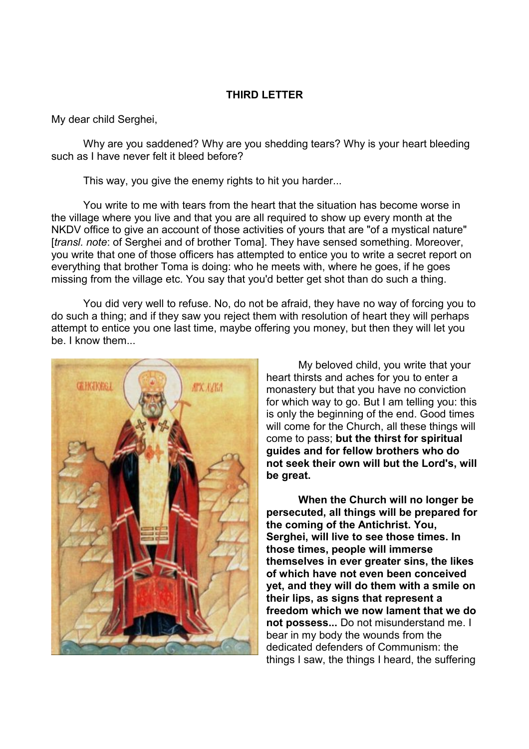## THIRD LETTER

My dear child Serghei,

Why are you saddened? Why are you shedding tears? Why is your heart bleeding such as I have never felt it bleed before?

This way, you give the enemy rights to hit you harder...

You write to me with tears from the heart that the situation has become worse in the village where you live and that you are all required to show up every month at the NKDV office to give an account of those activities of yours that are "of a mystical nature" [*transl. note*: of Serghei and of brother Toma]. They have sensed something. Moreover, you write that one of those officers has attempted to entice you to write a secret report on everything that brother Toma is doing: who he meets with, where he goes, if he goes missing from the village etc. You say that you'd better get shot than do such a thing.

You did very well to refuse. No, do not be afraid, they have no way of forcing you to do such a thing; and if they saw you reject them with resolution of heart they will perhaps attempt to entice you one last time, maybe offering you money, but then they will let you be. I know them...

My beloved child, you write that your heart thirsts and aches for you to enter a monastery but that you have no conviction for which way to go. But I am telling you: this is only the beginning of the end. Good times will come for the Church, all these things will come to pass; **but the thirst for spiritual guides and for fellow brothers who do not seek their own will but the Lord's, will be great.**

**When the Church will no longer be persecuted, all things will be prepared for the coming of the Antichrist. You, Serghei, will live to see those times. In those times, people will immerse themselves in ever greater sins, the likes of which have not even been conceived yet, and they will do them with a smile on their lips, as signs that represent a freedom which we now lament that we do not possess...** Do not misunderstand me. I bear in my body the wounds from the dedicated defenders of Communism: the things I saw, the things I heard, the suffering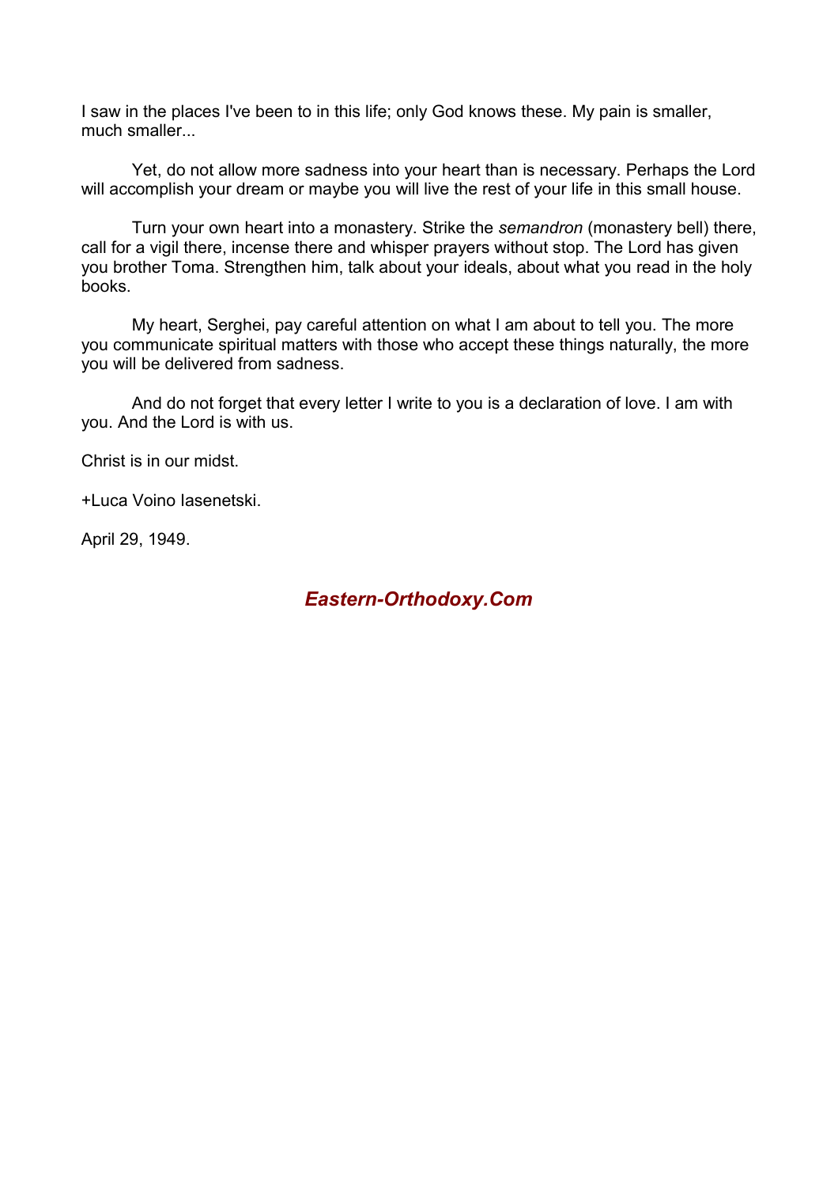I saw in the places I've been to in this life; only God knows these. My pain is smaller, much smaller...

Yet, do not allow more sadness into your heart than is necessary. Perhaps the Lord will accomplish your dream or maybe you will live the rest of your life in this small house.

Turn your own heart into a monastery. Strike the *semandron* (monastery bell) there, call for a vigil there, incense there and whisper prayers without stop. The Lord has given you brother Toma. Strengthen him, talk about your ideals, about what you read in the holy books.

My heart, Serghei, pay careful attention on what I am about to tell you. The more you communicate spiritual matters with those who accept these things naturally, the more you will be delivered from sadness.

And do not forget that every letter I write to you is a declaration of love. I am with you. And the Lord is with us.

Christ is in our midst.

+Luca Voino Iasenetski.

April 29, 1949.

***Eastern-Orthodoxy.Com***